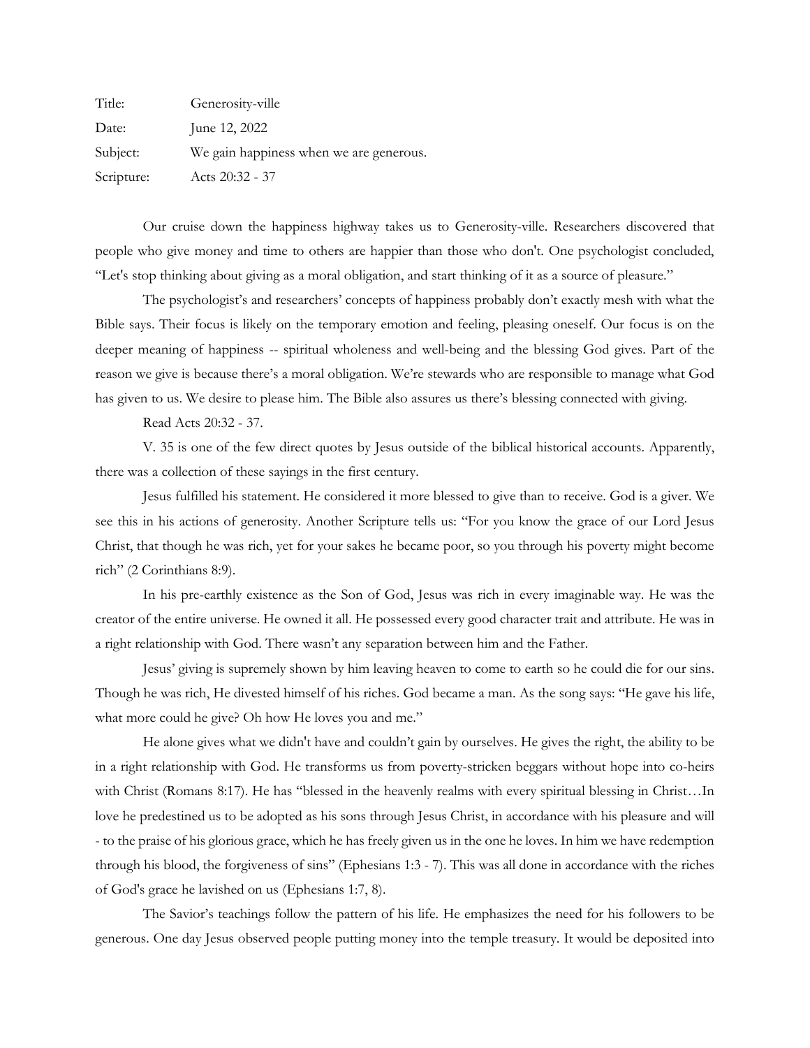Title: Generosity-ville

Date: June 12, 2022

Subject: We gain happiness when we are generous.

Scripture: Acts 20:32 - 37

Our cruise down the happiness highway takes us to Generosity-ville. Researchers discovered that people who give money and time to others are happier than those who don't. One psychologist concluded, "Let's stop thinking about giving as a moral obligation, and start thinking of it as a source of pleasure."

The psychologist's and researchers' concepts of happiness probably don't exactly mesh with what the Bible says. Their focus is likely on the temporary emotion and feeling, pleasing oneself. Our focus is on the deeper meaning of happiness -- spiritual wholeness and well-being and the blessing God gives. Part of the reason we give is because there's a moral obligation. We're stewards who are responsible to manage what God has given to us. We desire to please him. The Bible also assures us there's blessing connected with giving.

Read Acts 20:32 - 37.

V. 35 is one of the few direct quotes by Jesus outside of the biblical historical accounts. Apparently, there was a collection of these sayings in the first century.

Jesus fulfilled his statement. He considered it more blessed to give than to receive. God is a giver. We see this in his actions of generosity. Another Scripture tells us: "For you know the grace of our Lord Jesus Christ, that though he was rich, yet for your sakes he became poor, so you through his poverty might become rich" (2 Corinthians 8:9).

In his pre-earthly existence as the Son of God, Jesus was rich in every imaginable way. He was the creator of the entire universe. He owned it all. He possessed every good character trait and attribute. He was in a right relationship with God. There wasn't any separation between him and the Father.

Jesus' giving is supremely shown by him leaving heaven to come to earth so he could die for our sins. Though he was rich, He divested himself of his riches. God became a man. As the song says: "He gave his life, what more could he give? Oh how He loves you and me."

He alone gives what we didn't have and couldn't gain by ourselves. He gives the right, the ability to be in a right relationship with God. He transforms us from poverty-stricken beggars without hope into co-heirs with Christ (Romans 8:17). He has "blessed in the heavenly realms with every spiritual blessing in Christ…In love he predestined us to be adopted as his sons through Jesus Christ, in accordance with his pleasure and will - to the praise of his glorious grace, which he has freely given us in the one he loves. In him we have redemption through his blood, the forgiveness of sins" (Ephesians 1:3 - 7). This was all done in accordance with the riches of God's grace he lavished on us (Ephesians 1:7, 8).

The Savior's teachings follow the pattern of his life. He emphasizes the need for his followers to be generous. One day Jesus observed people putting money into the temple treasury. It would be deposited into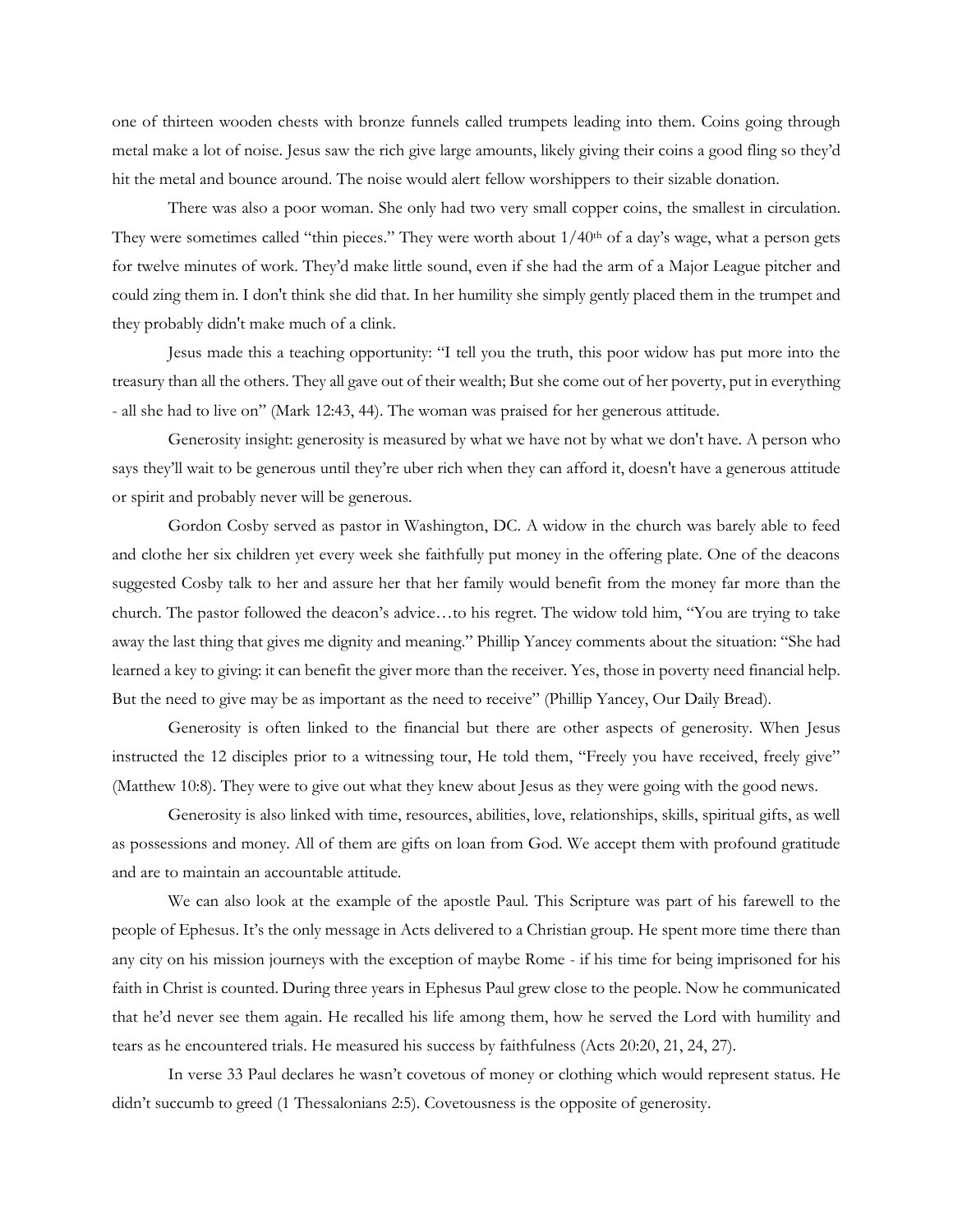one of thirteen wooden chests with bronze funnels called trumpets leading into them. Coins going through metal make a lot of noise. Jesus saw the rich give large amounts, likely giving their coins a good fling so they'd hit the metal and bounce around. The noise would alert fellow worshippers to their sizable donation.

There was also a poor woman. She only had two very small copper coins, the smallest in circulation. They were sometimes called "thin pieces." They were worth about 1/40th of a day's wage, what a person gets for twelve minutes of work. They'd make little sound, even if she had the arm of a Major League pitcher and could zing them in. I don't think she did that. In her humility she simply gently placed them in the trumpet and they probably didn't make much of a clink.

Jesus made this a teaching opportunity: "I tell you the truth, this poor widow has put more into the treasury than all the others. They all gave out of their wealth; But she come out of her poverty, put in everything - all she had to live on" (Mark 12:43, 44). The woman was praised for her generous attitude.

Generosity insight: generosity is measured by what we have not by what we don't have. A person who says they'll wait to be generous until they're uber rich when they can afford it, doesn't have a generous attitude or spirit and probably never will be generous.

Gordon Cosby served as pastor in Washington, DC. A widow in the church was barely able to feed and clothe her six children yet every week she faithfully put money in the offering plate. One of the deacons suggested Cosby talk to her and assure her that her family would benefit from the money far more than the church. The pastor followed the deacon's advice…to his regret. The widow told him, "You are trying to take away the last thing that gives me dignity and meaning." Phillip Yancey comments about the situation: "She had learned a key to giving: it can benefit the giver more than the receiver. Yes, those in poverty need financial help. But the need to give may be as important as the need to receive" (Phillip Yancey, Our Daily Bread).

Generosity is often linked to the financial but there are other aspects of generosity. When Jesus instructed the 12 disciples prior to a witnessing tour, He told them, "Freely you have received, freely give" (Matthew 10:8). They were to give out what they knew about Jesus as they were going with the good news.

Generosity is also linked with time, resources, abilities, love, relationships, skills, spiritual gifts, as well as possessions and money. All of them are gifts on loan from God. We accept them with profound gratitude and are to maintain an accountable attitude.

We can also look at the example of the apostle Paul. This Scripture was part of his farewell to the people of Ephesus. It's the only message in Acts delivered to a Christian group. He spent more time there than any city on his mission journeys with the exception of maybe Rome - if his time for being imprisoned for his faith in Christ is counted. During three years in Ephesus Paul grew close to the people. Now he communicated that he'd never see them again. He recalled his life among them, how he served the Lord with humility and tears as he encountered trials. He measured his success by faithfulness (Acts 20:20, 21, 24, 27).

In verse 33 Paul declares he wasn't covetous of money or clothing which would represent status. He didn't succumb to greed (1 Thessalonians 2:5). Covetousness is the opposite of generosity.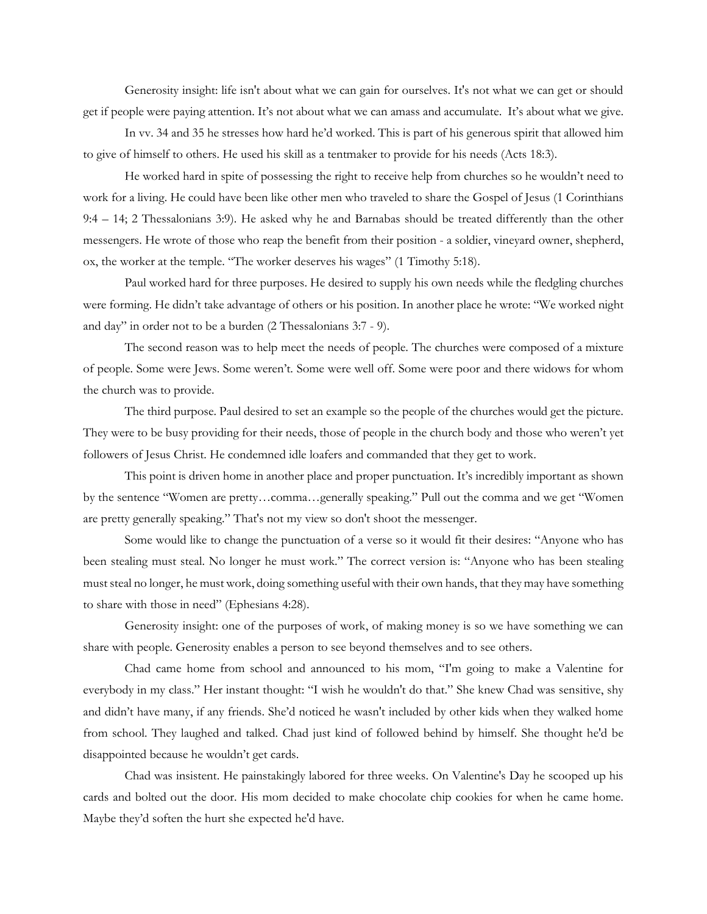Generosity insight: life isn't about what we can gain for ourselves. It's not what we can get or should get if people were paying attention. It's not about what we can amass and accumulate. It's about what we give.

In vv. 34 and 35 he stresses how hard he'd worked. This is part of his generous spirit that allowed him to give of himself to others. He used his skill as a tentmaker to provide for his needs (Acts 18:3).

He worked hard in spite of possessing the right to receive help from churches so he wouldn't need to work for a living. He could have been like other men who traveled to share the Gospel of Jesus (1 Corinthians 9:4 – 14; 2 Thessalonians 3:9). He asked why he and Barnabas should be treated differently than the other messengers. He wrote of those who reap the benefit from their position - a soldier, vineyard owner, shepherd, ox, the worker at the temple. "The worker deserves his wages" (1 Timothy 5:18).

Paul worked hard for three purposes. He desired to supply his own needs while the fledgling churches were forming. He didn't take advantage of others or his position. In another place he wrote: "We worked night and day" in order not to be a burden (2 Thessalonians 3:7 - 9).

The second reason was to help meet the needs of people. The churches were composed of a mixture of people. Some were Jews. Some weren't. Some were well off. Some were poor and there widows for whom the church was to provide.

The third purpose. Paul desired to set an example so the people of the churches would get the picture. They were to be busy providing for their needs, those of people in the church body and those who weren't yet followers of Jesus Christ. He condemned idle loafers and commanded that they get to work.

This point is driven home in another place and proper punctuation. It's incredibly important as shown by the sentence "Women are pretty…comma…generally speaking." Pull out the comma and we get "Women are pretty generally speaking." That's not my view so don't shoot the messenger.

Some would like to change the punctuation of a verse so it would fit their desires: "Anyone who has been stealing must steal. No longer he must work." The correct version is: "Anyone who has been stealing must steal no longer, he must work, doing something useful with their own hands, that they may have something to share with those in need" (Ephesians 4:28).

Generosity insight: one of the purposes of work, of making money is so we have something we can share with people. Generosity enables a person to see beyond themselves and to see others.

Chad came home from school and announced to his mom, "I'm going to make a Valentine for everybody in my class." Her instant thought: "I wish he wouldn't do that." She knew Chad was sensitive, shy and didn't have many, if any friends. She'd noticed he wasn't included by other kids when they walked home from school. They laughed and talked. Chad just kind of followed behind by himself. She thought he'd be disappointed because he wouldn't get cards.

Chad was insistent. He painstakingly labored for three weeks. On Valentine's Day he scooped up his cards and bolted out the door. His mom decided to make chocolate chip cookies for when he came home. Maybe they'd soften the hurt she expected he'd have.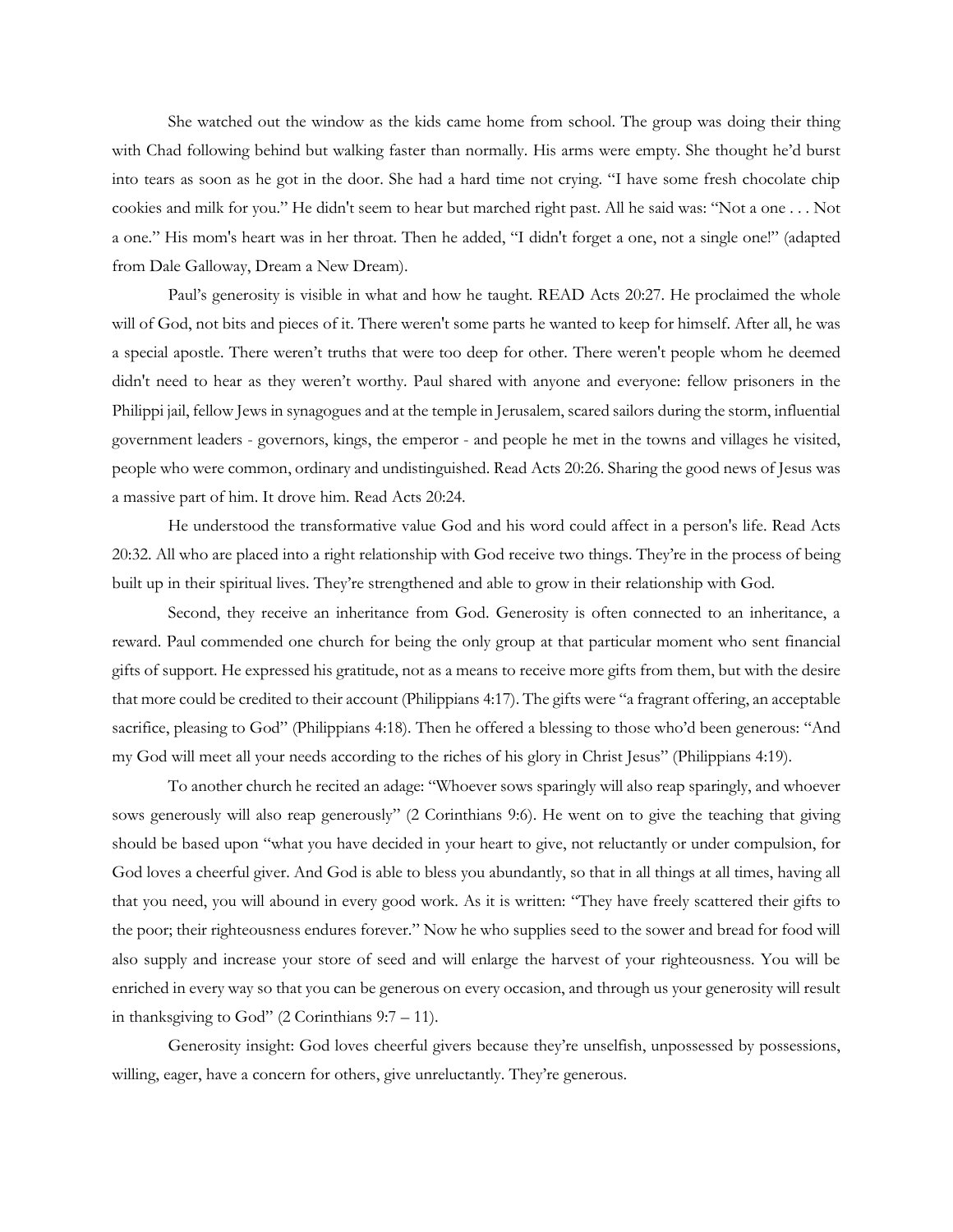She watched out the window as the kids came home from school. The group was doing their thing with Chad following behind but walking faster than normally. His arms were empty. She thought he'd burst into tears as soon as he got in the door. She had a hard time not crying. "I have some fresh chocolate chip cookies and milk for you." He didn't seem to hear but marched right past. All he said was: "Not a one . . . Not a one." His mom's heart was in her throat. Then he added, "I didn't forget a one, not a single one!" (adapted from Dale Galloway, Dream a New Dream).

Paul's generosity is visible in what and how he taught. READ Acts 20:27. He proclaimed the whole will of God, not bits and pieces of it. There weren't some parts he wanted to keep for himself. After all, he was a special apostle. There weren't truths that were too deep for other. There weren't people whom he deemed didn't need to hear as they weren't worthy. Paul shared with anyone and everyone: fellow prisoners in the Philippi jail, fellow Jews in synagogues and at the temple in Jerusalem, scared sailors during the storm, influential government leaders - governors, kings, the emperor - and people he met in the towns and villages he visited, people who were common, ordinary and undistinguished. Read Acts 20:26. Sharing the good news of Jesus was a massive part of him. It drove him. Read Acts 20:24.

He understood the transformative value God and his word could affect in a person's life. Read Acts 20:32. All who are placed into a right relationship with God receive two things. They're in the process of being built up in their spiritual lives. They're strengthened and able to grow in their relationship with God.

Second, they receive an inheritance from God. Generosity is often connected to an inheritance, a reward. Paul commended one church for being the only group at that particular moment who sent financial gifts of support. He expressed his gratitude, not as a means to receive more gifts from them, but with the desire that more could be credited to their account (Philippians 4:17). The gifts were "a fragrant offering, an acceptable sacrifice, pleasing to God" (Philippians 4:18). Then he offered a blessing to those who'd been generous: "And my God will meet all your needs according to the riches of his glory in Christ Jesus" (Philippians 4:19).

To another church he recited an adage: "Whoever sows sparingly will also reap sparingly, and whoever sows generously will also reap generously" (2 Corinthians 9:6). He went on to give the teaching that giving should be based upon "what you have decided in your heart to give, not reluctantly or under compulsion, for God loves a cheerful giver. And God is able to bless you abundantly, so that in all things at all times, having all that you need, you will abound in every good work. As it is written: "They have freely scattered their gifts to the poor; their righteousness endures forever." Now he who supplies seed to the sower and bread for food will also supply and increase your store of seed and will enlarge the harvest of your righteousness. You will be enriched in every way so that you can be generous on every occasion, and through us your generosity will result in thanksgiving to God" (2 Corinthians 9:7 – 11).

Generosity insight: God loves cheerful givers because they're unselfish, unpossessed by possessions, willing, eager, have a concern for others, give unreluctantly. They're generous.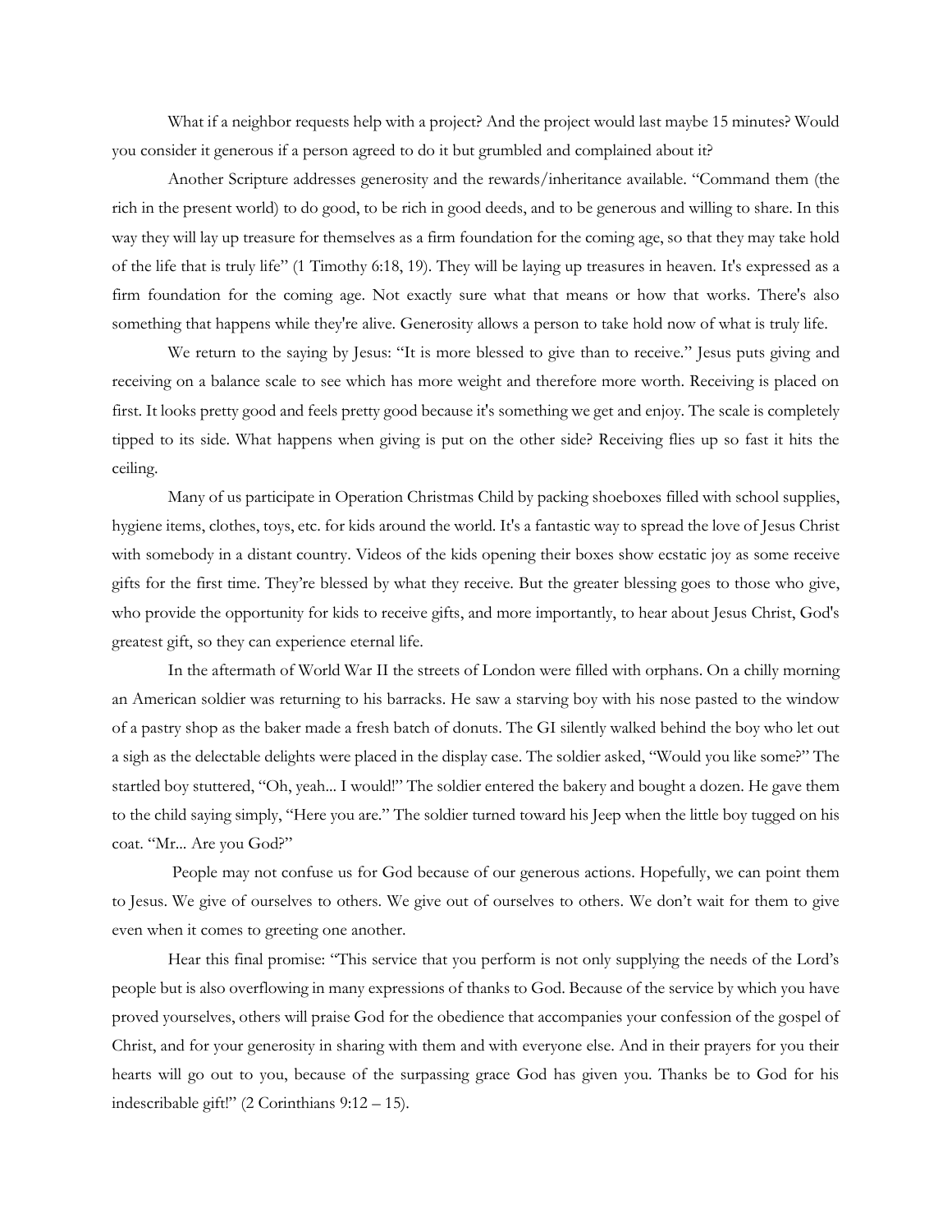What if a neighbor requests help with a project? And the project would last maybe 15 minutes? Would you consider it generous if a person agreed to do it but grumbled and complained about it?

Another Scripture addresses generosity and the rewards/inheritance available. "Command them (the rich in the present world) to do good, to be rich in good deeds, and to be generous and willing to share. In this way they will lay up treasure for themselves as a firm foundation for the coming age, so that they may take hold of the life that is truly life" (1 Timothy 6:18, 19). They will be laying up treasures in heaven. It's expressed as a firm foundation for the coming age. Not exactly sure what that means or how that works. There's also something that happens while they're alive. Generosity allows a person to take hold now of what is truly life.

We return to the saying by Jesus: "It is more blessed to give than to receive." Jesus puts giving and receiving on a balance scale to see which has more weight and therefore more worth. Receiving is placed on first. It looks pretty good and feels pretty good because it's something we get and enjoy. The scale is completely tipped to its side. What happens when giving is put on the other side? Receiving flies up so fast it hits the ceiling.

Many of us participate in Operation Christmas Child by packing shoeboxes filled with school supplies, hygiene items, clothes, toys, etc. for kids around the world. It's a fantastic way to spread the love of Jesus Christ with somebody in a distant country. Videos of the kids opening their boxes show ecstatic joy as some receive gifts for the first time. They're blessed by what they receive. But the greater blessing goes to those who give, who provide the opportunity for kids to receive gifts, and more importantly, to hear about Jesus Christ, God's greatest gift, so they can experience eternal life.

In the aftermath of World War II the streets of London were filled with orphans. On a chilly morning an American soldier was returning to his barracks. He saw a starving boy with his nose pasted to the window of a pastry shop as the baker made a fresh batch of donuts. The GI silently walked behind the boy who let out a sigh as the delectable delights were placed in the display case. The soldier asked, "Would you like some?" The startled boy stuttered, "Oh, yeah... I would!" The soldier entered the bakery and bought a dozen. He gave them to the child saying simply, "Here you are." The soldier turned toward his Jeep when the little boy tugged on his coat. "Mr... Are you God?"

People may not confuse us for God because of our generous actions. Hopefully, we can point them to Jesus. We give of ourselves to others. We give out of ourselves to others. We don't wait for them to give even when it comes to greeting one another.

Hear this final promise: "This service that you perform is not only supplying the needs of the Lord's people but is also overflowing in many expressions of thanks to God. Because of the service by which you have proved yourselves, others will praise God for the obedience that accompanies your confession of the gospel of Christ, and for your generosity in sharing with them and with everyone else. And in their prayers for you their hearts will go out to you, because of the surpassing grace God has given you. Thanks be to God for his indescribable gift!" (2 Corinthians 9:12 – 15).